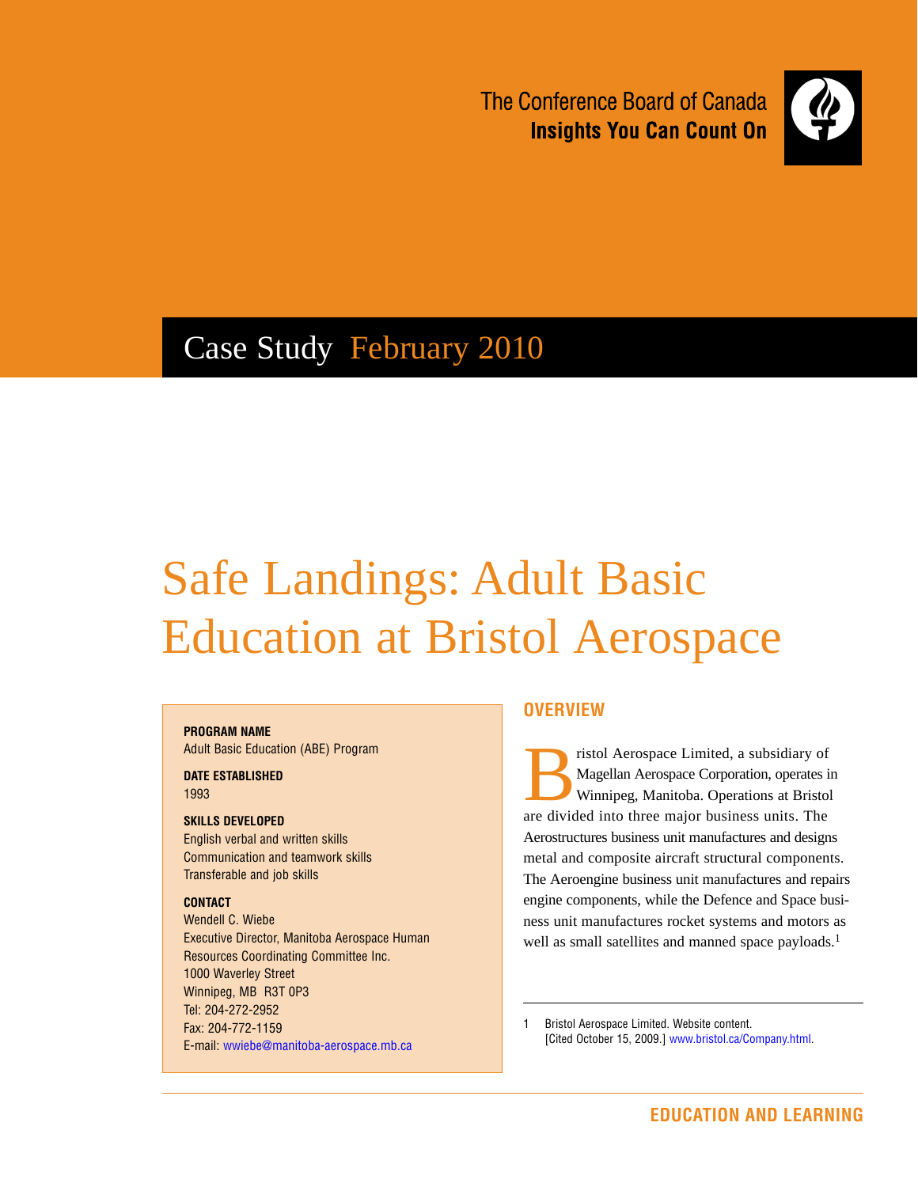The Conference Board of Canada
**Insights You Can Count On**

Case Study February 2010

# Safe Landings: Adult Basic Education at Bristol Aerospace

**PROGRAM NAME**
Adult Basic Education (ABE) Program

**DATE ESTABLISHED**
1993

**SKILLS DEVELOPED**
English verbal and written skills
Communication and teamwork skills
Transferable and job skills

**CONTACT**
Wendell C. Wiebe
Executive Director, Manitoba Aerospace Human Resources Coordinating Committee Inc.
1000 Waverley Street
Winnipeg, MB R3T 0P3
Tel: 204-272-2952
Fax: 204-772-1159
E-mail: wwiebe@manitoba-aerospace.mb.ca

## OVERVIEW

Bristol Aerospace Limited, a subsidiary of Magellan Aerospace Corporation, operates in Winnipeg, Manitoba. Operations at Bristol are divided into three major business units. The Aerostructures business unit manufactures and designs metal and composite aircraft structural components. The Aeroengine business unit manufactures and repairs engine components, while the Defence and Space business unit manufactures rocket systems and motors as well as small satellites and manned space payloads.[1]

1 Bristol Aerospace Limited. Website content. [Cited October 15, 2009.] www.bristol.ca/Company.html.

EDUCATION AND LEARNING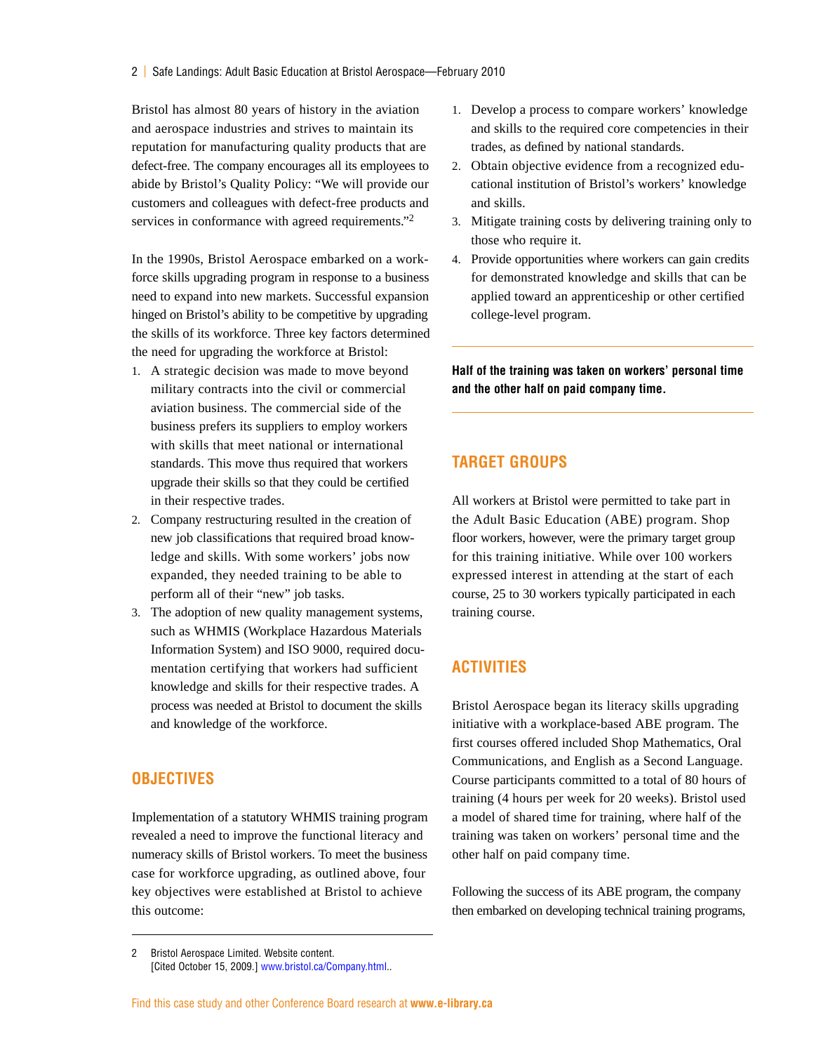Bristol has almost 80 years of history in the aviation and aerospace industries and strives to maintain its reputation for manufacturing quality products that are defect-free. The company encourages all its employees to abide by Bristol's Quality Policy: "We will provide our customers and colleagues with defect-free products and services in conformance with agreed requirements."[2]

In the 1990s, Bristol Aerospace embarked on a workforce skills upgrading program in response to a business need to expand into new markets. Successful expansion hinged on Bristol's ability to be competitive by upgrading the skills of its workforce. Three key factors determined the need for upgrading the workforce at Bristol:

1. A strategic decision was made to move beyond military contracts into the civil or commercial aviation business. The commercial side of the business prefers its suppliers to employ workers with skills that meet national or international standards. This move thus required that workers upgrade their skills so that they could be certified in their respective trades.
2. Company restructuring resulted in the creation of new job classifications that required broad knowledge and skills. With some workers' jobs now expanded, they needed training to be able to perform all of their "new" job tasks.
3. The adoption of new quality management systems, such as WHMIS (Workplace Hazardous Materials Information System) and ISO 9000, required documentation certifying that workers had sufficient knowledge and skills for their respective trades. A process was needed at Bristol to document the skills and knowledge of the workforce.

## OBJECTIVES

Implementation of a statutory WHMIS training program revealed a need to improve the functional literacy and numeracy skills of Bristol workers. To meet the business case for workforce upgrading, as outlined above, four key objectives were established at Bristol to achieve this outcome:

1. Develop a process to compare workers' knowledge and skills to the required core competencies in their trades, as defined by national standards.
2. Obtain objective evidence from a recognized educational institution of Bristol's workers' knowledge and skills.
3. Mitigate training costs by delivering training only to those who require it.
4. Provide opportunities where workers can gain credits for demonstrated knowledge and skills that can be applied toward an apprenticeship or other certified college-level program.

**Half of the training was taken on workers' personal time and the other half on paid company time.**

## TARGET GROUPS

All workers at Bristol were permitted to take part in the Adult Basic Education (ABE) program. Shop floor workers, however, were the primary target group for this training initiative. While over 100 workers expressed interest in attending at the start of each course, 25 to 30 workers typically participated in each training course.

## ACTIVITIES

Bristol Aerospace began its literacy skills upgrading initiative with a workplace-based ABE program. The first courses offered included Shop Mathematics, Oral Communications, and English as a Second Language. Course participants committed to a total of 80 hours of training (4 hours per week for 20 weeks). Bristol used a model of shared time for training, where half of the training was taken on workers' personal time and the other half on paid company time.

Following the success of its ABE program, the company then embarked on developing technical training programs,

---

2 Bristol Aerospace Limited. Website content. [Cited October 15, 2009.] www.bristol.ca/Company.html..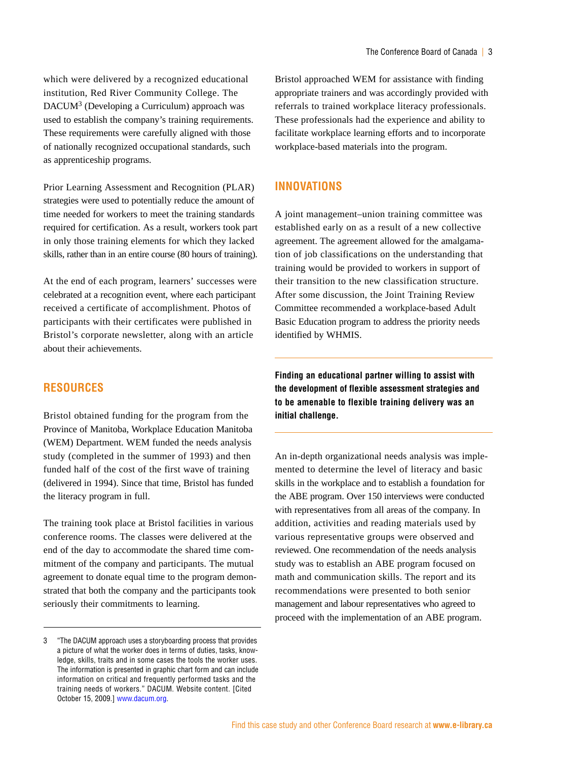which were delivered by a recognized educational institution, Red River Community College. The DACUM[3] (Developing a Curriculum) approach was used to establish the company's training requirements. These requirements were carefully aligned with those of nationally recognized occupational standards, such as apprenticeship programs.

Prior Learning Assessment and Recognition (PLAR) strategies were used to potentially reduce the amount of time needed for workers to meet the training standards required for certification. As a result, workers took part in only those training elements for which they lacked skills, rather than in an entire course (80 hours of training).

At the end of each program, learners' successes were celebrated at a recognition event, where each participant received a certificate of accomplishment. Photos of participants with their certificates were published in Bristol's corporate newsletter, along with an article about their achievements.

## RESOURCES

Bristol obtained funding for the program from the Province of Manitoba, Workplace Education Manitoba (WEM) Department. WEM funded the needs analysis study (completed in the summer of 1993) and then funded half of the cost of the first wave of training (delivered in 1994). Since that time, Bristol has funded the literacy program in full.

The training took place at Bristol facilities in various conference rooms. The classes were delivered at the end of the day to accommodate the shared time commitment of the company and participants. The mutual agreement to donate equal time to the program demonstrated that both the company and the participants took seriously their commitments to learning.

Bristol approached WEM for assistance with finding appropriate trainers and was accordingly provided with referrals to trained workplace literacy professionals. These professionals had the experience and ability to facilitate workplace learning efforts and to incorporate workplace-based materials into the program.

## INNOVATIONS

A joint management–union training committee was established early on as a result of a new collective agreement. The agreement allowed for the amalgamation of job classifications on the understanding that training would be provided to workers in support of their transition to the new classification structure. After some discussion, the Joint Training Review Committee recommended a workplace-based Adult Basic Education program to address the priority needs identified by WHMIS.

**Finding an educational partner willing to assist with the development of flexible assessment strategies and to be amenable to flexible training delivery was an initial challenge.**

An in-depth organizational needs analysis was implemented to determine the level of literacy and basic skills in the workplace and to establish a foundation for the ABE program. Over 150 interviews were conducted with representatives from all areas of the company. In addition, activities and reading materials used by various representative groups were observed and reviewed. One recommendation of the needs analysis study was to establish an ABE program focused on math and communication skills. The report and its recommendations were presented to both senior management and labour representatives who agreed to proceed with the implementation of an ABE program.

---

3 "The DACUM approach uses a storyboarding process that provides a picture of what the worker does in terms of duties, tasks, knowledge, skills, traits and in some cases the tools the worker uses. The information is presented in graphic chart form and can include information on critical and frequently performed tasks and the training needs of workers." DACUM. Website content. [Cited October 15, 2009.] www.dacum.org.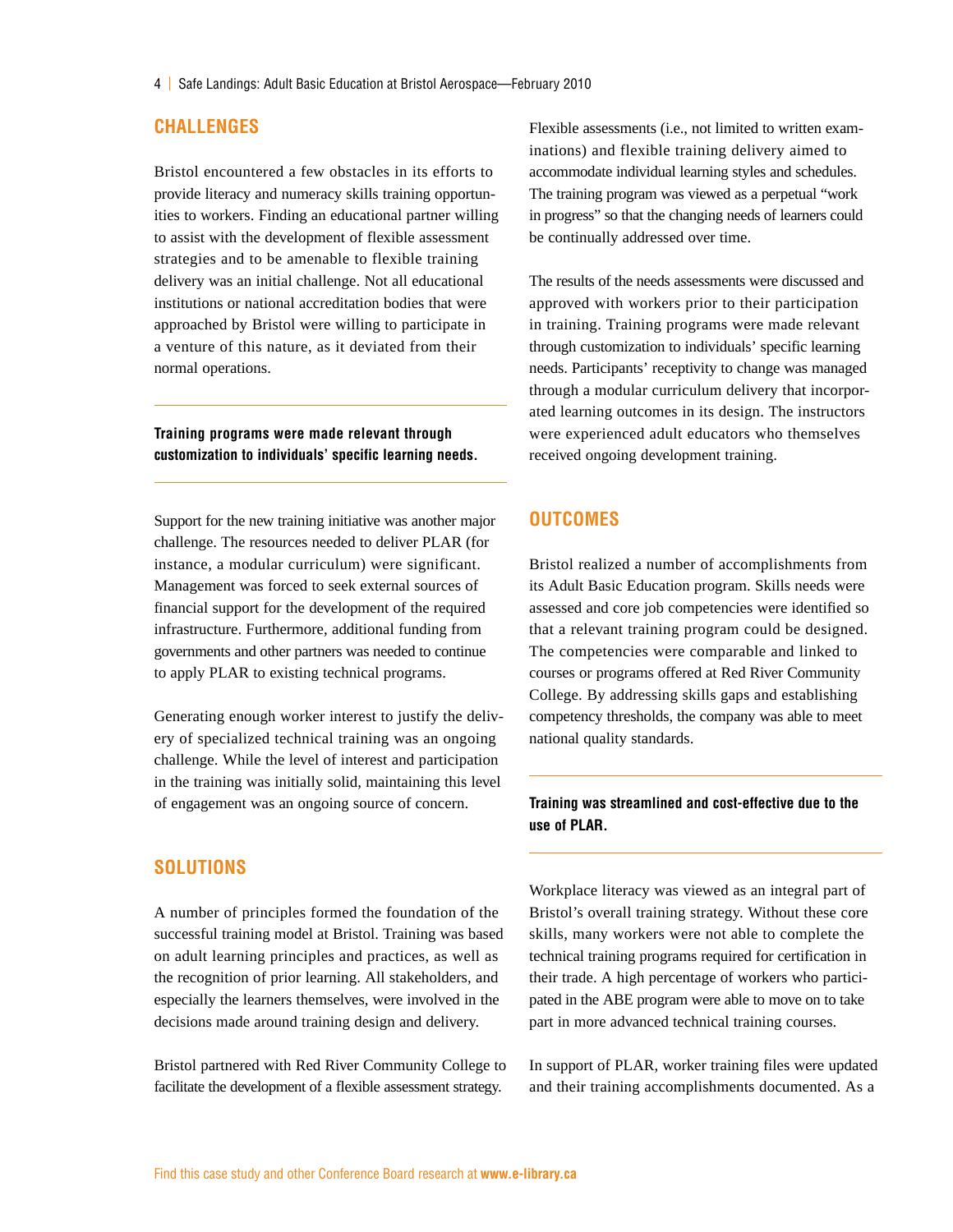## CHALLENGES

Bristol encountered a few obstacles in its efforts to provide literacy and numeracy skills training opportunities to workers. Finding an educational partner willing to assist with the development of flexible assessment strategies and to be amenable to flexible training delivery was an initial challenge. Not all educational institutions or national accreditation bodies that were approached by Bristol were willing to participate in a venture of this nature, as it deviated from their normal operations.

**Training programs were made relevant through customization to individuals' specific learning needs.**

Support for the new training initiative was another major challenge. The resources needed to deliver PLAR (for instance, a modular curriculum) were significant. Management was forced to seek external sources of financial support for the development of the required infrastructure. Furthermore, additional funding from governments and other partners was needed to continue to apply PLAR to existing technical programs.

Generating enough worker interest to justify the delivery of specialized technical training was an ongoing challenge. While the level of interest and participation in the training was initially solid, maintaining this level of engagement was an ongoing source of concern.

## SOLUTIONS

A number of principles formed the foundation of the successful training model at Bristol. Training was based on adult learning principles and practices, as well as the recognition of prior learning. All stakeholders, and especially the learners themselves, were involved in the decisions made around training design and delivery.

Bristol partnered with Red River Community College to facilitate the development of a flexible assessment strategy. Flexible assessments (i.e., not limited to written examinations) and flexible training delivery aimed to accommodate individual learning styles and schedules. The training program was viewed as a perpetual "work in progress" so that the changing needs of learners could be continually addressed over time.

The results of the needs assessments were discussed and approved with workers prior to their participation in training. Training programs were made relevant through customization to individuals' specific learning needs. Participants' receptivity to change was managed through a modular curriculum delivery that incorporated learning outcomes in its design. The instructors were experienced adult educators who themselves received ongoing development training.

## OUTCOMES

Bristol realized a number of accomplishments from its Adult Basic Education program. Skills needs were assessed and core job competencies were identified so that a relevant training program could be designed. The competencies were comparable and linked to courses or programs offered at Red River Community College. By addressing skills gaps and establishing competency thresholds, the company was able to meet national quality standards.

**Training was streamlined and cost-effective due to the use of PLAR.**

Workplace literacy was viewed as an integral part of Bristol's overall training strategy. Without these core skills, many workers were not able to complete the technical training programs required for certification in their trade. A high percentage of workers who participated in the ABE program were able to move on to take part in more advanced technical training courses.

In support of PLAR, worker training files were updated and their training accomplishments documented. As a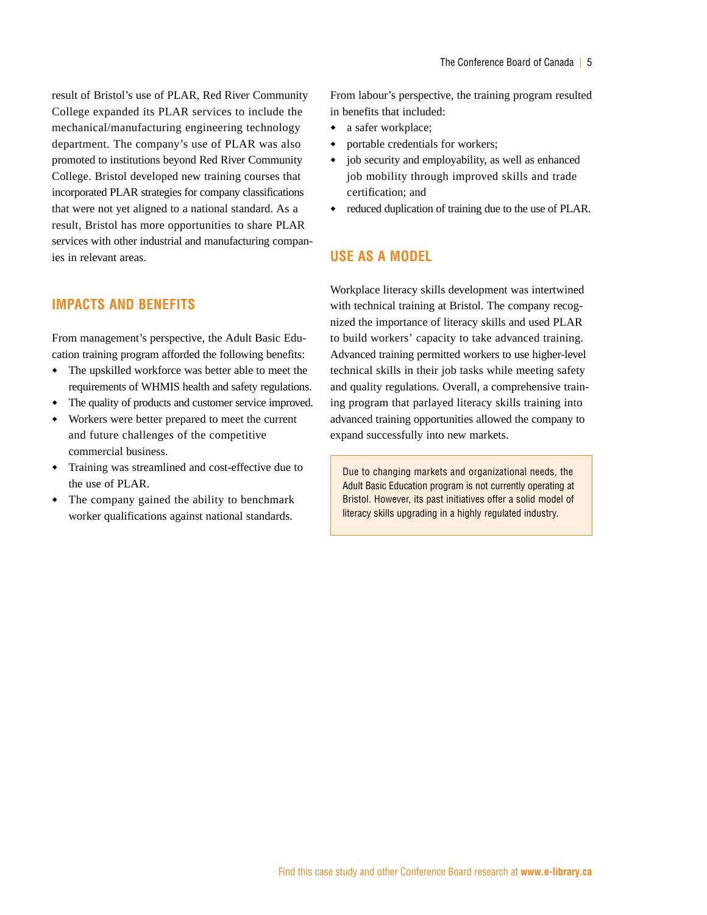result of Bristol's use of PLAR, Red River Community College expanded its PLAR services to include the mechanical/manufacturing engineering technology department. The company's use of PLAR was also promoted to institutions beyond Red River Community College. Bristol developed new training courses that incorporated PLAR strategies for company classifications that were not yet aligned to a national standard. As a result, Bristol has more opportunities to share PLAR services with other industrial and manufacturing companies in relevant areas.

## IMPACTS AND BENEFITS

From management's perspective, the Adult Basic Education training program afforded the following benefits:

- The upskilled workforce was better able to meet the requirements of WHMIS health and safety regulations.
- The quality of products and customer service improved.
- Workers were better prepared to meet the current and future challenges of the competitive commercial business.
- Training was streamlined and cost-effective due to the use of PLAR.
- The company gained the ability to benchmark worker qualifications against national standards.

From labour's perspective, the training program resulted in benefits that included:

- a safer workplace;
- portable credentials for workers;
- job security and employability, as well as enhanced job mobility through improved skills and trade certification; and
- reduced duplication of training due to the use of PLAR.

## USE AS A MODEL

Workplace literacy skills development was intertwined with technical training at Bristol. The company recognized the importance of literacy skills and used PLAR to build workers' capacity to take advanced training. Advanced training permitted workers to use higher-level technical skills in their job tasks while meeting safety and quality regulations. Overall, a comprehensive training program that parlayed literacy skills training into advanced training opportunities allowed the company to expand successfully into new markets.

> Due to changing markets and organizational needs, the Adult Basic Education program is not currently operating at Bristol. However, its past initiatives offer a solid model of literacy skills upgrading in a highly regulated industry.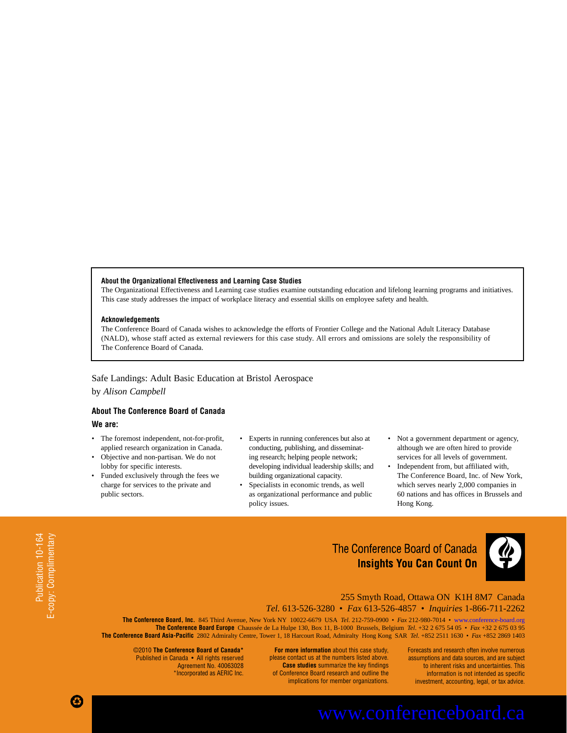**About the Organizational Effectiveness and Learning Case Studies**
The Organizational Effectiveness and Learning case studies examine outstanding education and lifelong learning programs and initiatives. This case study addresses the impact of workplace literacy and essential skills on employee safety and health.

**Acknowledgements**
The Conference Board of Canada wishes to acknowledge the efforts of Frontier College and the National Adult Literacy Database (NALD), whose staff acted as external reviewers for this case study. All errors and omissions are solely the responsibility of The Conference Board of Canada.

Safe Landings: Adult Basic Education at Bristol Aerospace
by *Alison Campbell*

**About The Conference Board of Canada**

**We are:**

- The foremost independent, not-for-profit, applied research organization in Canada.
- Objective and non-partisan. We do not lobby for specific interests.
- Funded exclusively through the fees we charge for services to the private and public sectors.
- Experts in running conferences but also at conducting, publishing, and disseminating research; helping people network; developing individual leadership skills; and building organizational capacity.
- Specialists in economic trends, as well as organizational performance and public policy issues.
- Not a government department or agency, although we are often hired to provide services for all levels of government.
- Independent from, but affiliated with, The Conference Board, Inc. of New York, which serves nearly 2,000 companies in 60 nations and has offices in Brussels and Hong Kong.

Publication 10-164
E-copy: Complimentary

The Conference Board of Canada
**Insights You Can Count On**

255 Smyth Road, Ottawa ON K1H 8M7 Canada
*Tel.* 613-526-3280 • *Fax* 613-526-4857 • *Inquiries* 1-866-711-2262

**The Conference Board, Inc.** 845 Third Avenue, New York NY 10022-6679 USA *Tel.* 212-759-0900 • *Fax* 212-980-7014 • www.conference-board.org
**The Conference Board Europe** Chaussée de La Hulpe 130, Box 11, B-1000 Brussels, Belgium *Tel.* +32 2 675 54 05 • *Fax* +32 2 675 03 95
**The Conference Board Asia-Pacific** 2802 Admiralty Centre, Tower 1, 18 Harcourt Road, Admiralty Hong Kong SAR *Tel.* +852 2511 1630 • *Fax* +852 2869 1403

©2010 **The Conference Board of Canada***
Published in Canada • All rights reserved
Agreement No. 40063028
*Incorporated as AERIC Inc.

**For more information** about this case study, please contact us at the numbers listed above.
**Case studies** summarize the key findings of Conference Board research and outline the implications for member organizations.

Forecasts and research often involve numerous assumptions and data sources, and are subject to inherent risks and uncertainties. This information is not intended as specific investment, accounting, legal, or tax advice.

www.conferenceboard.ca